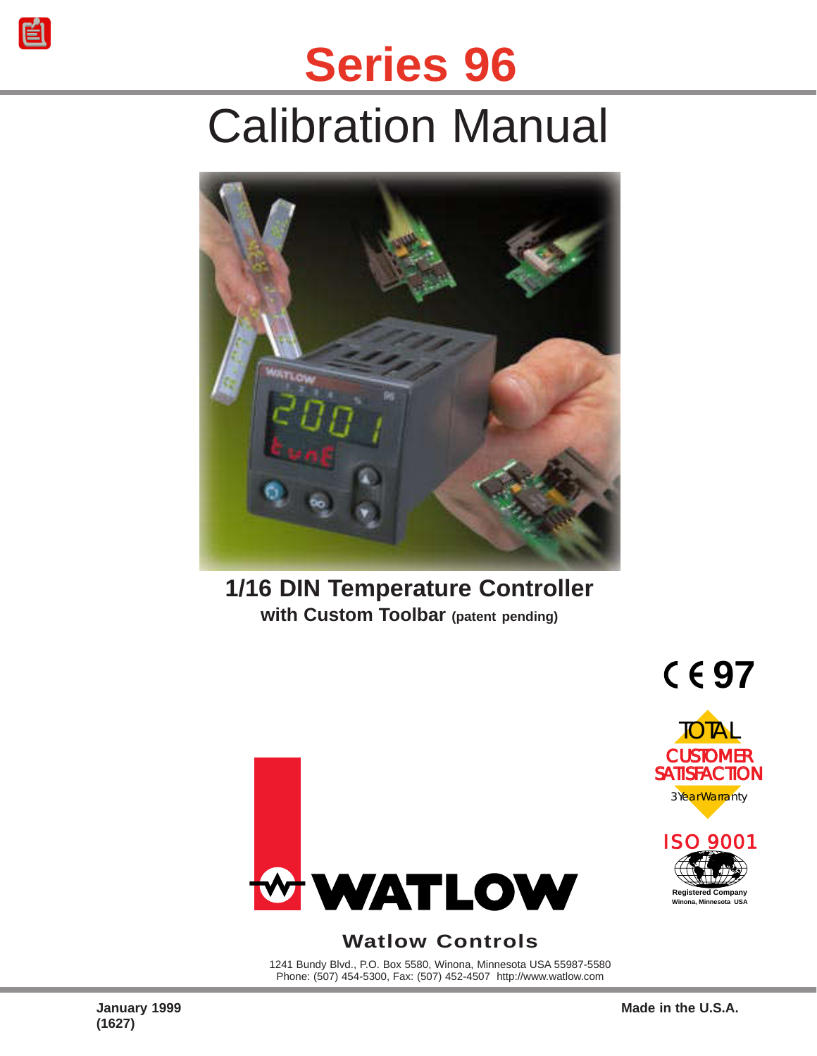# Series 96

# Calibration Manual

**1/16 DIN Temperature Controller**
**with Custom Toolbar (patent pending)**

CE 97

TOTAL CUSTOMER SATISFACTION
3 Year Warranty

ISO 9001
Registered Company
Winona, Minnesota USA

WATLOW

**Watlow Controls**

1241 Bundy Blvd., P.O. Box 5580, Winona, Minnesota USA 55987-5580
Phone: (507) 454-5300, Fax: (507) 452-4507 http://www.watlow.com

**January 1999**
**(1627)**

**Made in the U.S.A.**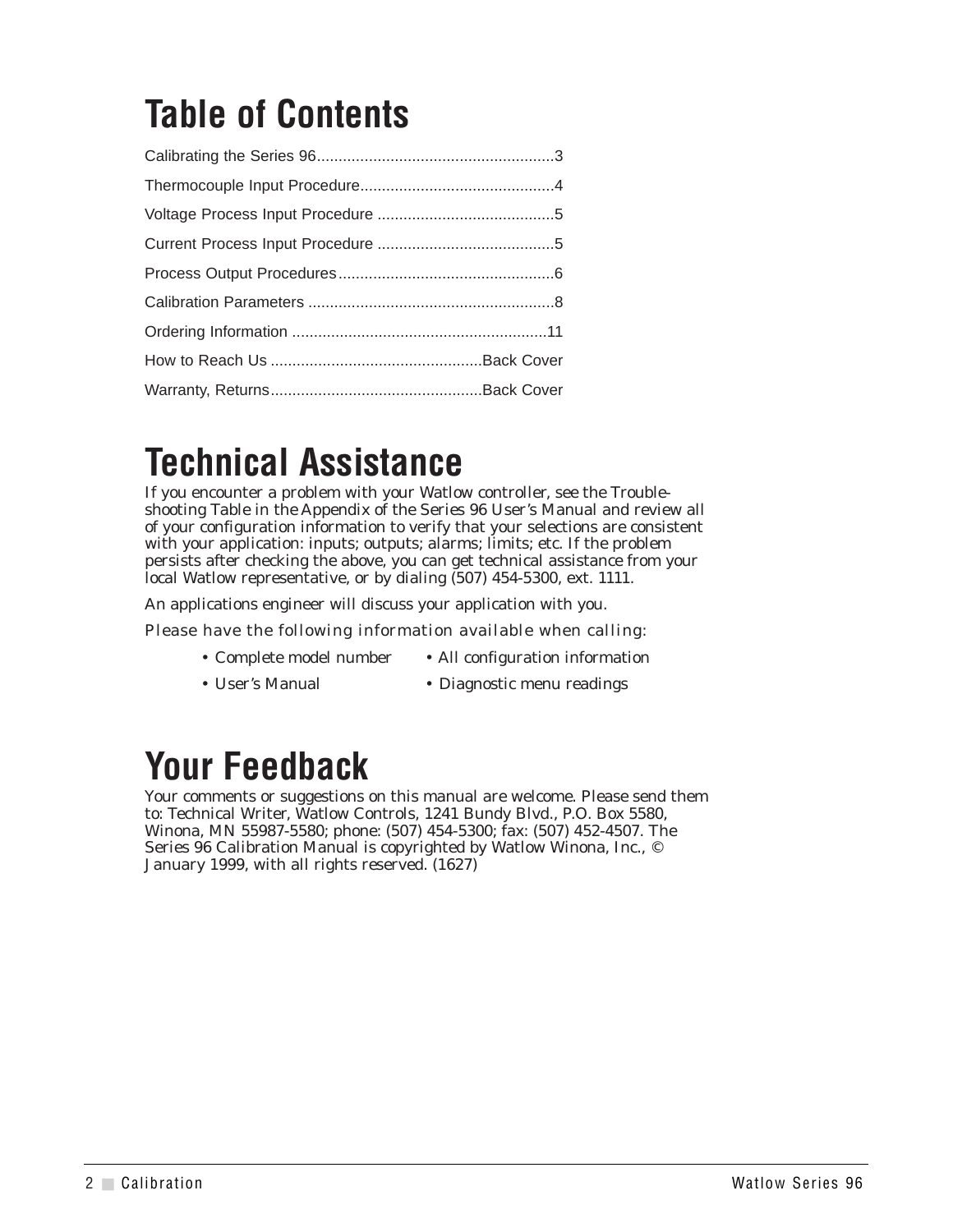# Table of Contents

Calibrating the Series 96.......................................................3

Thermocouple Input Procedure.............................................4

Voltage Process Input Procedure .........................................5

Current Process Input Procedure .........................................5

Process Output Procedures..................................................6

Calibration Parameters .........................................................8

Ordering Information ..........................................................11

How to Reach Us .................................................Back Cover

Warranty, Returns.................................................Back Cover

# Technical Assistance

If you encounter a problem with your Watlow controller, see the Trouble-shooting Table in the Appendix of the Series 96 User's Manual and review all of your configuration information to verify that your selections are consistent with your application: inputs; outputs; alarms; limits; etc. If the problem persists after checking the above, you can get technical assistance from your local Watlow representative, or by dialing (507) 454-5300, ext. 1111.

An applications engineer will discuss your application with you.

Please have the following information available when calling:

- Complete model number
- All configuration information
- User's Manual
- Diagnostic menu readings

# Your Feedback

Your comments or suggestions on this manual are welcome. Please send them to: Technical Writer, Watlow Controls, 1241 Bundy Blvd., P.O. Box 5580, Winona, MN 55987-5580; phone: (507) 454-5300; fax: (507) 452-4507. The Series 96 Calibration Manual is copyrighted by Watlow Winona, Inc., © January 1999, with all rights reserved. (1627)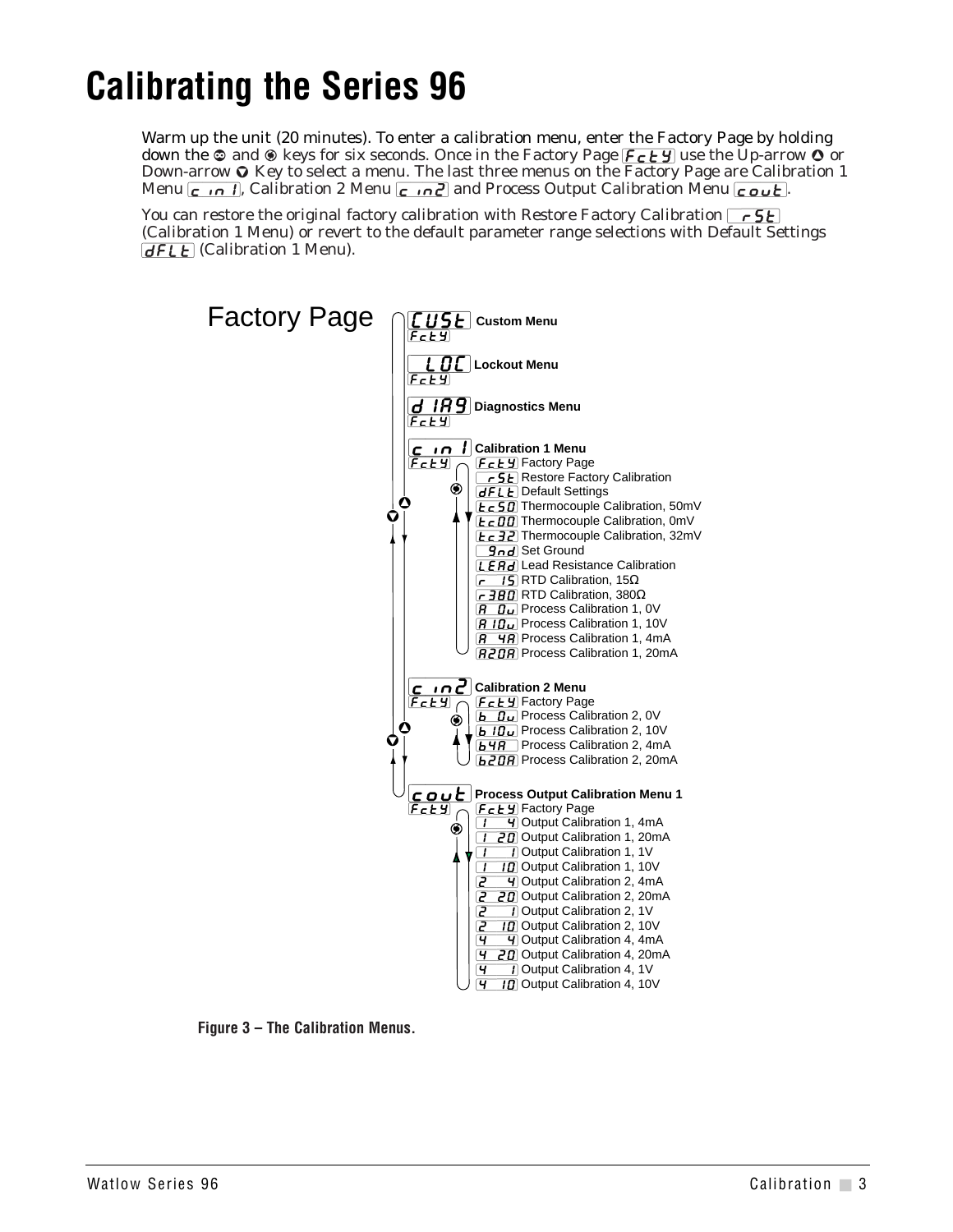# Calibrating the Series 96

Warm up the unit (20 minutes). To enter a calibration menu, enter the Factory Page by holding down the ⊙ and ⊛ keys for six seconds. Once in the Factory Page [FctY] use the Up-arrow ▲ or Down-arrow ▼ Key to select a menu. The last three menus on the Factory Page are Calibration 1 Menu [c in 1], Calibration 2 Menu [c in2] and Process Output Calibration Menu [cout].

You can restore the original factory calibration with Restore Factory Calibration [rSt] (Calibration 1 Menu) or revert to the default parameter range selections with Default Settings [dFLt] (Calibration 1 Menu).

Factory Page

- [CUSt] [FctY] **Custom Menu**
- [LOC] [FctY] **Lockout Menu**
- [dIAg] [FctY] **Diagnostics Menu**
- [c in 1] [FctY] **Calibration 1 Menu**
  - [FctY] Factory Page
  - [rSt] Restore Factory Calibration
  - [dFLt] Default Settings
  - [tc50] Thermocouple Calibration, 50mV
  - [tc00] Thermocouple Calibration, 0mV
  - [tc32] Thermocouple Calibration, 32mV
  - [gnd] Set Ground
  - [LEAd] Lead Resistance Calibration
  - [r 15] RTD Calibration, 15Ω
  - [r380] RTD Calibration, 380Ω
  - [A 0u] Process Calibration 1, 0V
  - [A 10u] Process Calibration 1, 10V
  - [A 4A] Process Calibration 1, 4mA
  - [A20A] Process Calibration 1, 20mA
- [c in2] [FctY] **Calibration 2 Menu**
  - [FctY] Factory Page
  - [b 0u] Process Calibration 2, 0V
  - [b 10u] Process Calibration 2, 10V
  - [b4A] Process Calibration 2, 4mA
  - [b20A] Process Calibration 2, 20mA
- [cout] [FctY] **Process Output Calibration Menu 1**
  - [FctY] Factory Page
  - [1 4] Output Calibration 1, 4mA
  - [1 20] Output Calibration 1, 20mA
  - [1 1] Output Calibration 1, 1V
  - [1 10] Output Calibration 1, 10V
  - [2 4] Output Calibration 2, 4mA
  - [2 20] Output Calibration 2, 20mA
  - [2 1] Output Calibration 2, 1V
  - [2 10] Output Calibration 2, 10V
  - [4 4] Output Calibration 4, 4mA
  - [4 20] Output Calibration 4, 20mA
  - [4 1] Output Calibration 4, 1V
  - [4 10] Output Calibration 4, 10V

**Figure 3 – The Calibration Menus.**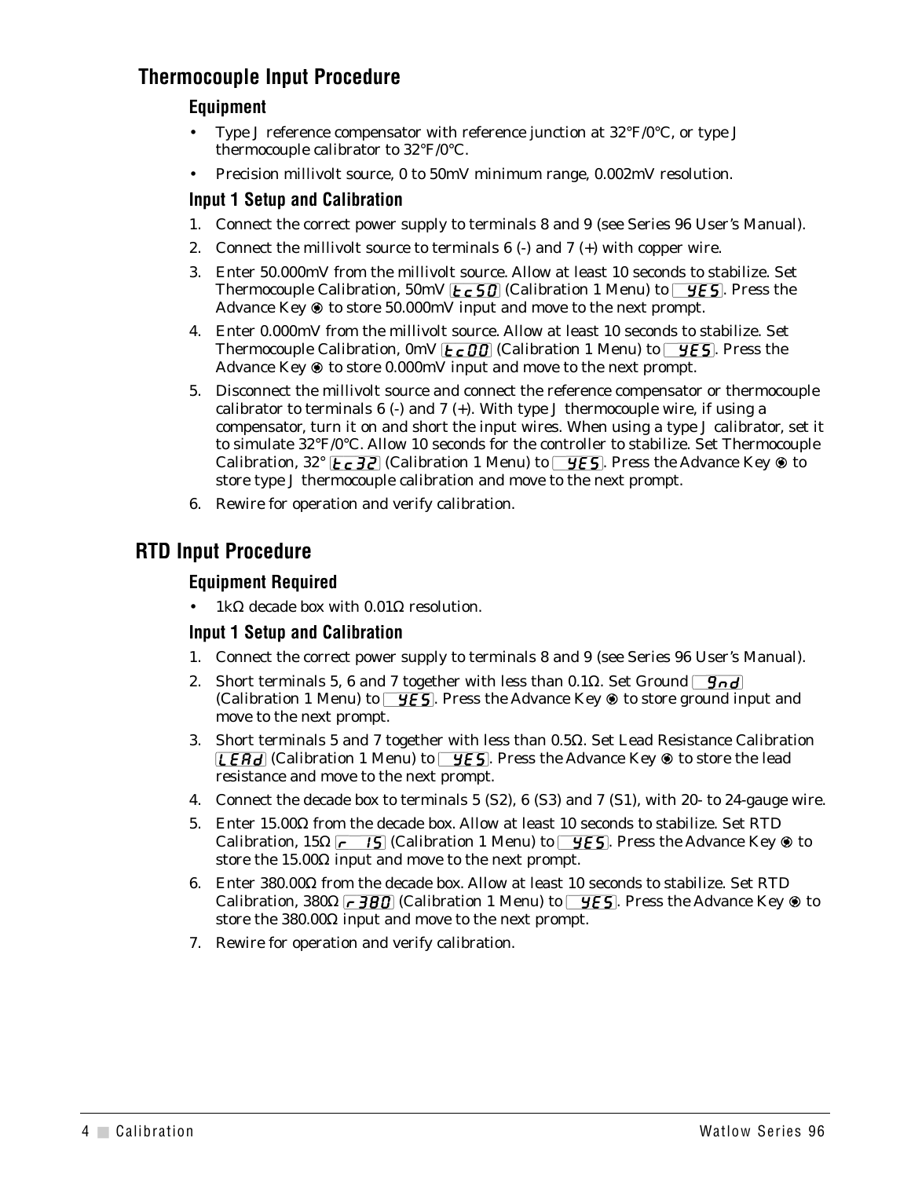## Thermocouple Input Procedure

### Equipment

- Type J reference compensator with reference junction at 32°F/0°C, or type J thermocouple calibrator to 32°F/0°C.
- Precision millivolt source, 0 to 50mV minimum range, 0.002mV resolution.

### Input 1 Setup and Calibration

1. Connect the correct power supply to terminals 8 and 9 (see Series 96 User's Manual).
2. Connect the millivolt source to terminals 6 (-) and 7 (+) with copper wire.
3. Enter 50.000mV from the millivolt source. Allow at least 10 seconds to stabilize. Set Thermocouple Calibration, 50mV [tc50] (Calibration 1 Menu) to [YES]. Press the Advance Key ◉ to store 50.000mV input and move to the next prompt.
4. Enter 0.000mV from the millivolt source. Allow at least 10 seconds to stabilize. Set Thermocouple Calibration, 0mV [tc00] (Calibration 1 Menu) to [YES]. Press the Advance Key ◉ to store 0.000mV input and move to the next prompt.
5. Disconnect the millivolt source and connect the reference compensator or thermocouple calibrator to terminals 6 (-) and 7 (+). With type J thermocouple wire, if using a compensator, turn it on and short the input wires. When using a type J calibrator, set it to simulate 32°F/0°C. Allow 10 seconds for the controller to stabilize. Set Thermocouple Calibration, 32° [tc32] (Calibration 1 Menu) to [YES]. Press the Advance Key ◉ to store type J thermocouple calibration and move to the next prompt.
6. Rewire for operation and verify calibration.

## RTD Input Procedure

### Equipment Required

- 1kΩ decade box with 0.01Ω resolution.

### Input 1 Setup and Calibration

1. Connect the correct power supply to terminals 8 and 9 (see Series 96 User's Manual).
2. Short terminals 5, 6 and 7 together with less than 0.1Ω. Set Ground [gnd] (Calibration 1 Menu) to [YES]. Press the Advance Key ◉ to store ground input and move to the next prompt.
3. Short terminals 5 and 7 together with less than 0.5Ω. Set Lead Resistance Calibration [LEAd] (Calibration 1 Menu) to [YES]. Press the Advance Key ◉ to store the lead resistance and move to the next prompt.
4. Connect the decade box to terminals 5 (S2), 6 (S3) and 7 (S1), with 20- to 24-gauge wire.
5. Enter 15.00Ω from the decade box. Allow at least 10 seconds to stabilize. Set RTD Calibration, 15Ω [r 15] (Calibration 1 Menu) to [YES]. Press the Advance Key ◉ to store the 15.00Ω input and move to the next prompt.
6. Enter 380.00Ω from the decade box. Allow at least 10 seconds to stabilize. Set RTD Calibration, 380Ω [r380] (Calibration 1 Menu) to [YES]. Press the Advance Key ◉ to store the 380.00Ω input and move to the next prompt.
7. Rewire for operation and verify calibration.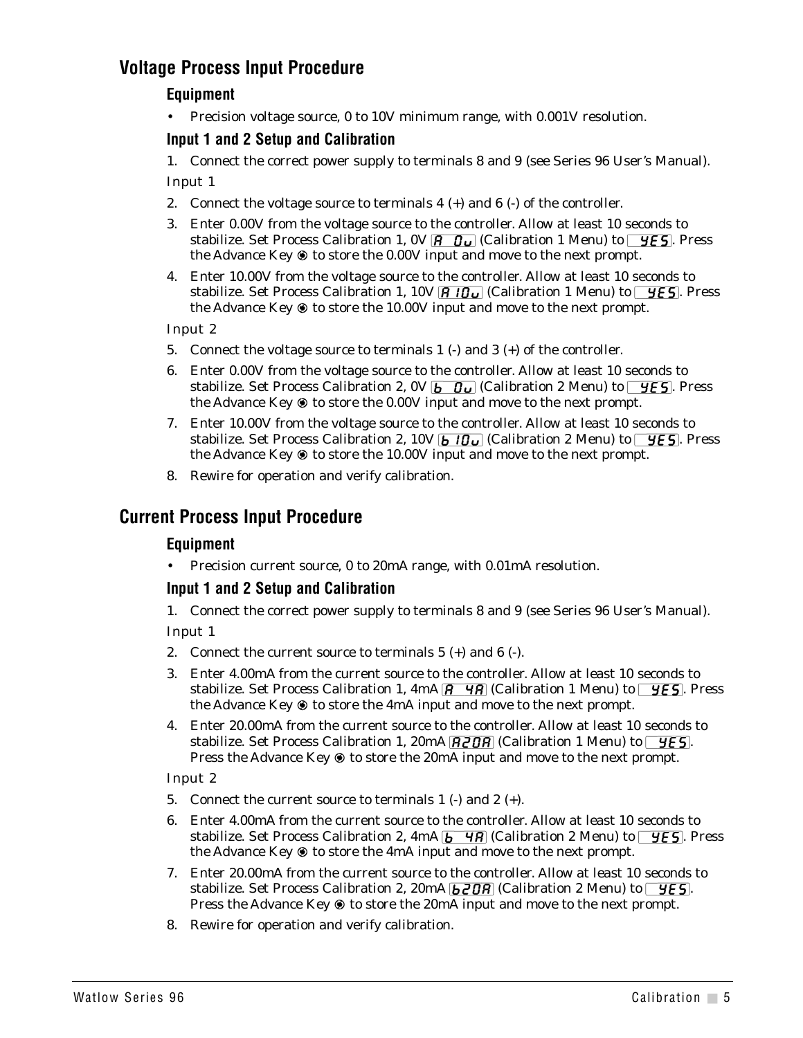## Voltage Process Input Procedure

### Equipment

- Precision voltage source, 0 to 10V minimum range, with 0.001V resolution.

### Input 1 and 2 Setup and Calibration

1. Connect the correct power supply to terminals 8 and 9 (see Series 96 User's Manual).

Input 1

2. Connect the voltage source to terminals 4 (+) and 6 (-) of the controller.
3. Enter 0.00V from the voltage source to the controller. Allow at least 10 seconds to stabilize. Set Process Calibration 1, 0V [A 0v] (Calibration 1 Menu) to [YES]. Press the Advance Key ◉ to store the 0.00V input and move to the next prompt.
4. Enter 10.00V from the voltage source to the controller. Allow at least 10 seconds to stabilize. Set Process Calibration 1, 10V [A 10v] (Calibration 1 Menu) to [YES]. Press the Advance Key ◉ to store the 10.00V input and move to the next prompt.

Input 2

5. Connect the voltage source to terminals 1 (-) and 3 (+) of the controller.
6. Enter 0.00V from the voltage source to the controller. Allow at least 10 seconds to stabilize. Set Process Calibration 2, 0V [b 0v] (Calibration 2 Menu) to [YES]. Press the Advance Key ◉ to store the 0.00V input and move to the next prompt.
7. Enter 10.00V from the voltage source to the controller. Allow at least 10 seconds to stabilize. Set Process Calibration 2, 10V [b 10v] (Calibration 2 Menu) to [YES]. Press the Advance Key ◉ to store the 10.00V input and move to the next prompt.
8. Rewire for operation and verify calibration.

## Current Process Input Procedure

### Equipment

- Precision current source, 0 to 20mA range, with 0.01mA resolution.

### Input 1 and 2 Setup and Calibration

1. Connect the correct power supply to terminals 8 and 9 (see Series 96 User's Manual).

Input 1

2. Connect the current source to terminals 5 (+) and 6 (-).
3. Enter 4.00mA from the current source to the controller. Allow at least 10 seconds to stabilize. Set Process Calibration 1, 4mA [A 4A] (Calibration 1 Menu) to [YES]. Press the Advance Key ◉ to store the 4mA input and move to the next prompt.
4. Enter 20.00mA from the current source to the controller. Allow at least 10 seconds to stabilize. Set Process Calibration 1, 20mA [A20A] (Calibration 1 Menu) to [YES]. Press the Advance Key ◉ to store the 20mA input and move to the next prompt.

Input 2

5. Connect the current source to terminals 1 (-) and 2 (+).
6. Enter 4.00mA from the current source to the controller. Allow at least 10 seconds to stabilize. Set Process Calibration 2, 4mA [b 4A] (Calibration 2 Menu) to [YES]. Press the Advance Key ◉ to store the 4mA input and move to the next prompt.
7. Enter 20.00mA from the current source to the controller. Allow at least 10 seconds to stabilize. Set Process Calibration 2, 20mA [b20A] (Calibration 2 Menu) to [YES]. Press the Advance Key ◉ to store the 20mA input and move to the next prompt.
8. Rewire for operation and verify calibration.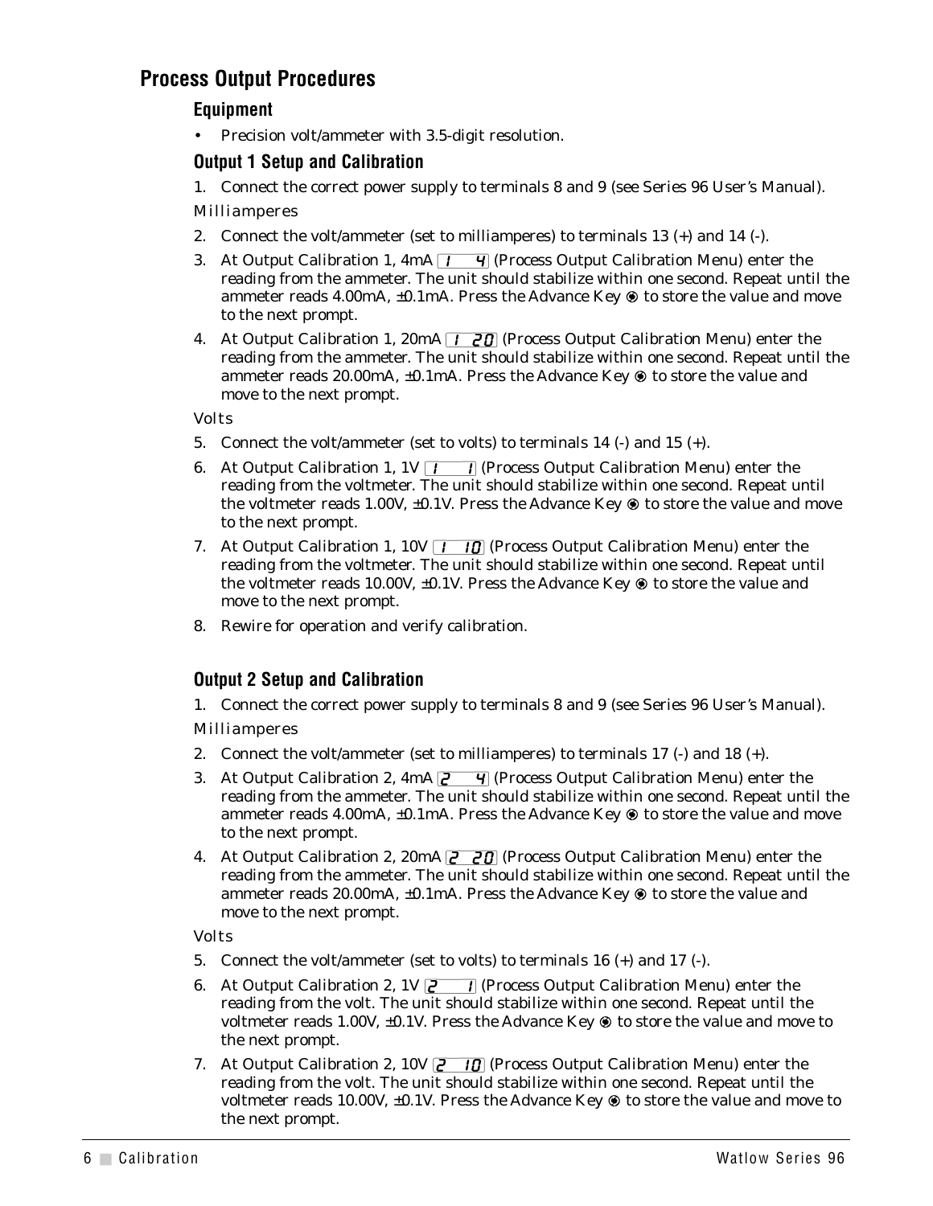## Process Output Procedures

### Equipment

- Precision volt/ammeter with 3.5-digit resolution.

### Output 1 Setup and Calibration

1. Connect the correct power supply to terminals 8 and 9 (see Series 96 User's Manual).

*Milliamperes*

2. Connect the volt/ammeter (set to milliamperes) to terminals 13 (+) and 14 (-).
3. At Output Calibration 1, 4mA [1 4] (Process Output Calibration Menu) enter the reading from the ammeter. The unit should stabilize within one second. Repeat until the ammeter reads 4.00mA, ±0.1mA. Press the Advance Key ◉ to store the value and move to the next prompt.
4. At Output Calibration 1, 20mA [1 20] (Process Output Calibration Menu) enter the reading from the ammeter. The unit should stabilize within one second. Repeat until the ammeter reads 20.00mA, ±0.1mA. Press the Advance Key ◉ to store the value and move to the next prompt.

*Volts*

5. Connect the volt/ammeter (set to volts) to terminals 14 (-) and 15 (+).
6. At Output Calibration 1, 1V [1 1] (Process Output Calibration Menu) enter the reading from the voltmeter. The unit should stabilize within one second. Repeat until the voltmeter reads 1.00V, ±0.1V. Press the Advance Key ◉ to store the value and move to the next prompt.
7. At Output Calibration 1, 10V [1 10] (Process Output Calibration Menu) enter the reading from the voltmeter. The unit should stabilize within one second. Repeat until the voltmeter reads 10.00V, ±0.1V. Press the Advance Key ◉ to store the value and move to the next prompt.
8. Rewire for operation and verify calibration.

### Output 2 Setup and Calibration

1. Connect the correct power supply to terminals 8 and 9 (see Series 96 User's Manual).

*Milliamperes*

2. Connect the volt/ammeter (set to milliamperes) to terminals 17 (-) and 18 (+).
3. At Output Calibration 2, 4mA [2 4] (Process Output Calibration Menu) enter the reading from the ammeter. The unit should stabilize within one second. Repeat until the ammeter reads 4.00mA, ±0.1mA. Press the Advance Key ◉ to store the value and move to the next prompt.
4. At Output Calibration 2, 20mA [2 20] (Process Output Calibration Menu) enter the reading from the ammeter. The unit should stabilize within one second. Repeat until the ammeter reads 20.00mA, ±0.1mA. Press the Advance Key ◉ to store the value and move to the next prompt.

*Volts*

5. Connect the volt/ammeter (set to volts) to terminals 16 (+) and 17 (-).
6. At Output Calibration 2, 1V [2 1] (Process Output Calibration Menu) enter the reading from the volt. The unit should stabilize within one second. Repeat until the voltmeter reads 1.00V, ±0.1V. Press the Advance Key ◉ to store the value and move to the next prompt.
7. At Output Calibration 2, 10V [2 10] (Process Output Calibration Menu) enter the reading from the volt. The unit should stabilize within one second. Repeat until the voltmeter reads 10.00V, ±0.1V. Press the Advance Key ◉ to store the value and move to the next prompt.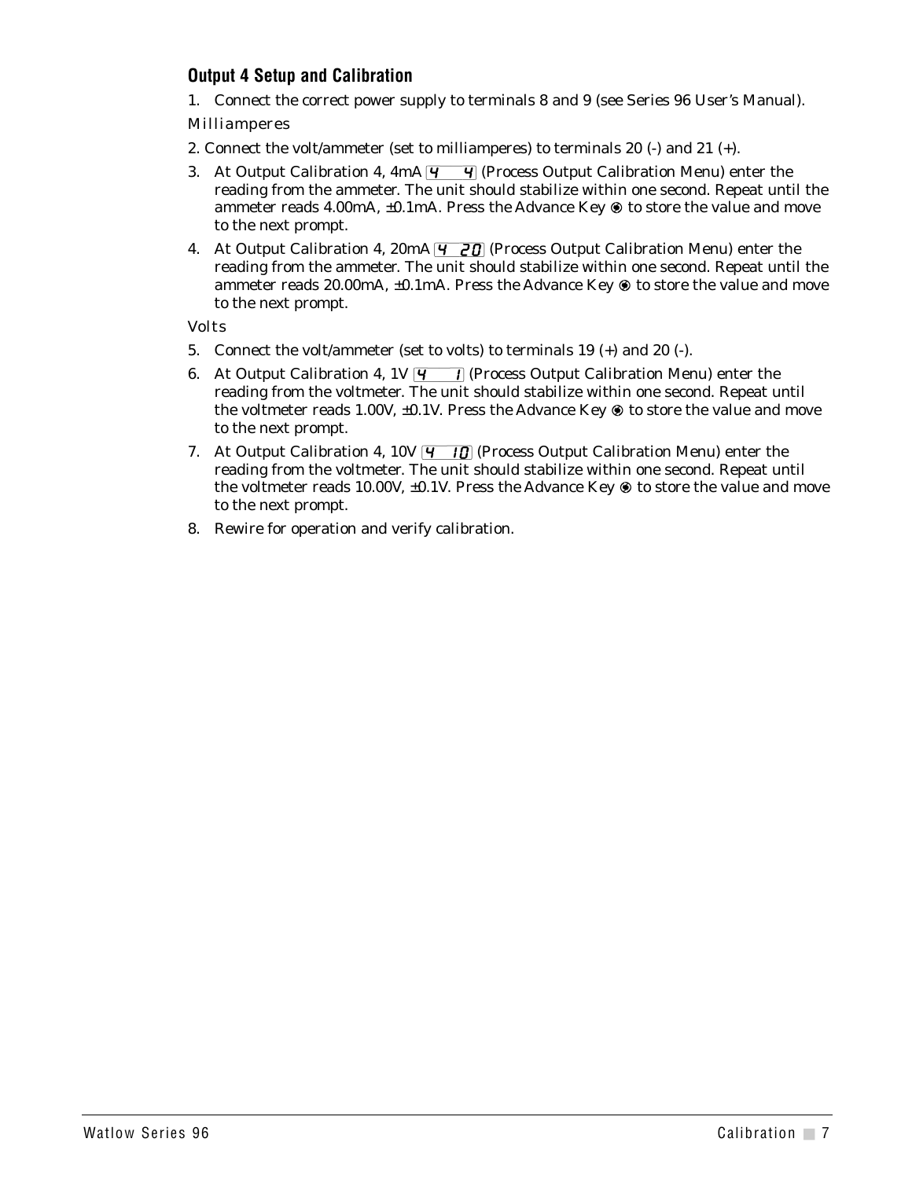## Output 4 Setup and Calibration

1. Connect the correct power supply to terminals 8 and 9 (see Series 96 User's Manual).

*Milliamperes*

2. Connect the volt/ammeter (set to milliamperes) to terminals 20 (-) and 21 (+).
3. At Output Calibration 4, 4mA [4 4] (Process Output Calibration Menu) enter the reading from the ammeter. The unit should stabilize within one second. Repeat until the ammeter reads 4.00mA, ±0.1mA. Press the Advance Key ◉ to store the value and move to the next prompt.
4. At Output Calibration 4, 20mA [4 20] (Process Output Calibration Menu) enter the reading from the ammeter. The unit should stabilize within one second. Repeat until the ammeter reads 20.00mA, ±0.1mA. Press the Advance Key ◉ to store the value and move to the next prompt.

*Volts*

5. Connect the volt/ammeter (set to volts) to terminals 19 (+) and 20 (-).
6. At Output Calibration 4, 1V [4 1] (Process Output Calibration Menu) enter the reading from the voltmeter. The unit should stabilize within one second. Repeat until the voltmeter reads 1.00V, ±0.1V. Press the Advance Key ◉ to store the value and move to the next prompt.
7. At Output Calibration 4, 10V [4 10] (Process Output Calibration Menu) enter the reading from the voltmeter. The unit should stabilize within one second. Repeat until the voltmeter reads 10.00V, ±0.1V. Press the Advance Key ◉ to store the value and move to the next prompt.
8. Rewire for operation and verify calibration.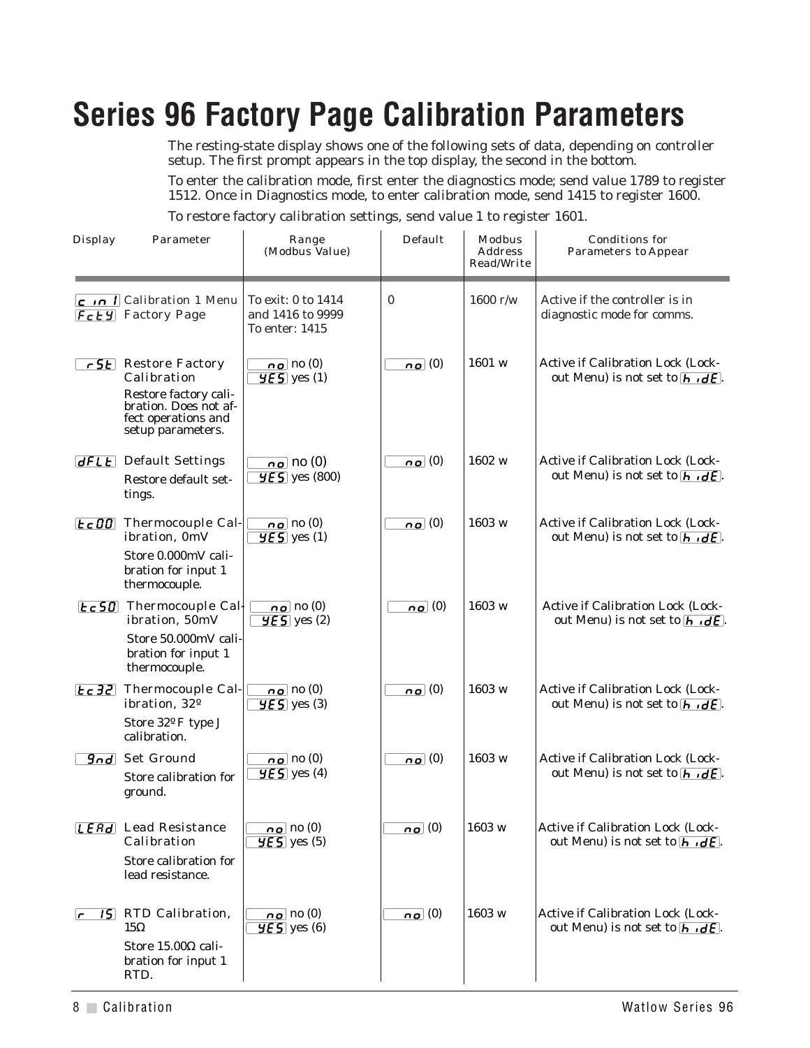# Series 96 Factory Page Calibration Parameters

The resting-state display shows one of the following sets of data, depending on controller setup. The first prompt appears in the top display, the second in the bottom.

To enter the calibration mode, first enter the diagnostics mode; send value 1789 to register 1512. Once in Diagnostics mode, to enter calibration mode, send 1415 to register 1600.

To restore factory calibration settings, send value 1 to register 1601.

| Display | Parameter | Range (Modbus Value) | Default | Modbus Address Read/Write | Conditions for Parameters to Appear |
|---|---|---|---|---|---|
| c in 1 / FctY | Calibration 1 Menu Factory Page | To exit: 0 to 1414 and 1416 to 9999 To enter: 1415 | 0 | 1600 r/w | Active if the controller is in diagnostic mode for comms. |
| rSt | Restore Factory Calibration<br>Restore factory calibration. Does not affect operations and setup parameters. | no no (0)<br>YES yes (1) | no (0) | 1601 w | Active if Calibration Lock (Lockout Menu) is not set to hidE. |
| dFLt | Default Settings<br>Restore default settings. | no no (0)<br>YES yes (800) | no (0) | 1602 w | Active if Calibration Lock (Lockout Menu) is not set to hidE. |
| tc00 | Thermocouple Calibration, 0mV<br>Store 0.000mV calibration for input 1 thermocouple. | no no (0)<br>YES yes (1) | no (0) | 1603 w | Active if Calibration Lock (Lockout Menu) is not set to hidE. |
| tc50 | Thermocouple Calibration, 50mV<br>Store 50.000mV calibration for input 1 thermocouple. | no no (0)<br>YES yes (2) | no (0) | 1603 w | Active if Calibration Lock (Lockout Menu) is not set to hidE. |
| tc32 | Thermocouple Calibration, 32º<br>Store 32ºF type J calibration. | no no (0)<br>YES yes (3) | no (0) | 1603 w | Active if Calibration Lock (Lockout Menu) is not set to hidE. |
| gnd | Set Ground<br>Store calibration for ground. | no no (0)<br>YES yes (4) | no (0) | 1603 w | Active if Calibration Lock (Lockout Menu) is not set to hidE. |
| LEAd | Lead Resistance Calibration<br>Store calibration for lead resistance. | no no (0)<br>YES yes (5) | no (0) | 1603 w | Active if Calibration Lock (Lockout Menu) is not set to hidE. |
| r 15 | RTD Calibration, 15Ω<br>Store 15.00Ω calibration for input 1 RTD. | no no (0)<br>YES yes (6) | no (0) | 1603 w | Active if Calibration Lock (Lockout Menu) is not set to hidE. |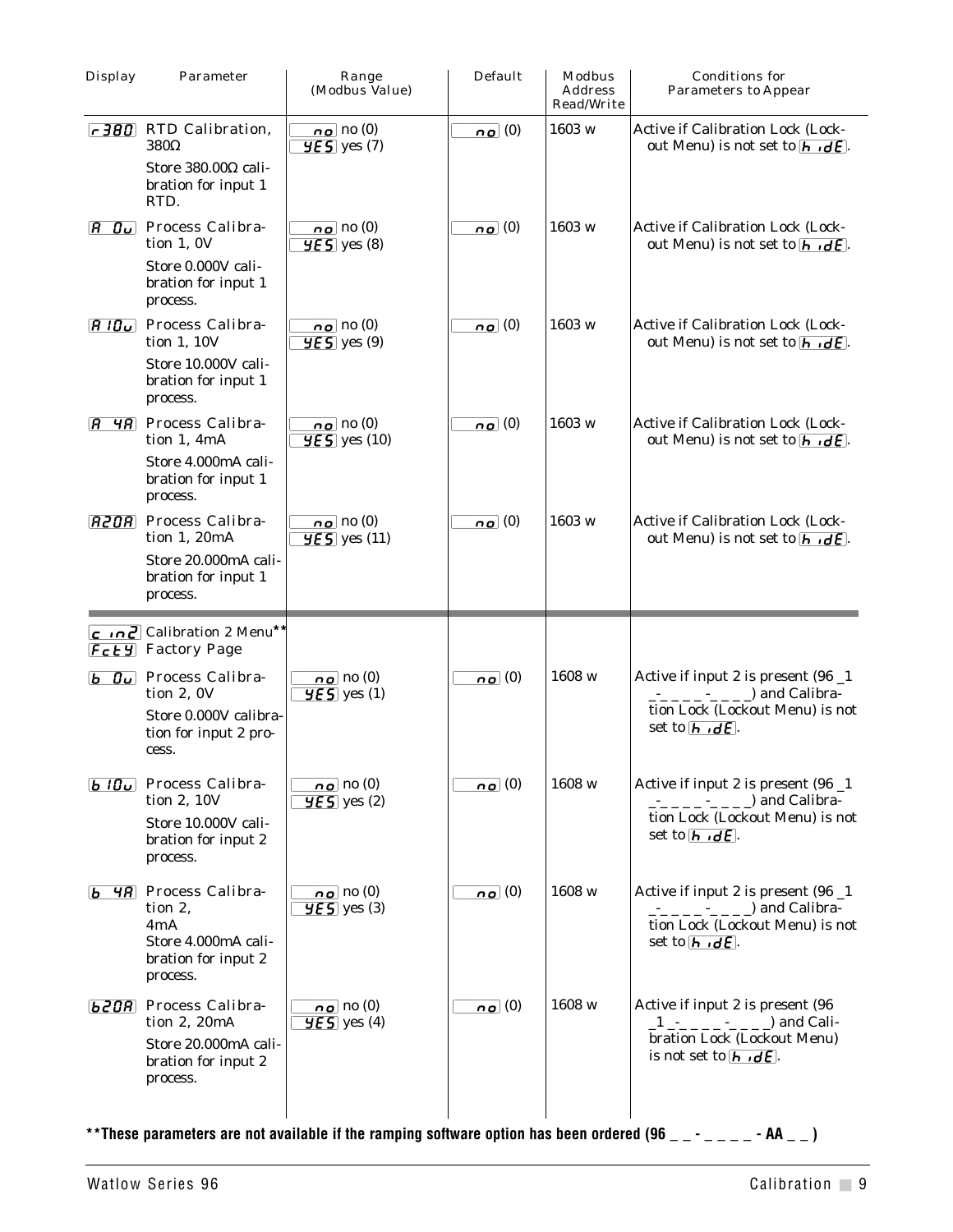| Display | Parameter | Range (Modbus Value) | Default | Modbus Address Read/Write | Conditions for Parameters to Appear |
|---|---|---|---|---|---|
| r380 | RTD Calibration, 380Ω<br>Store 380.00Ω calibration for input 1 RTD. | no no (0)<br>YES yes (7) | no (0) | 1603 w | Active if Calibration Lock (Lockout Menu) is not set to hidE. |
| A 0v | Process Calibration 1, 0V<br>Store 0.000V calibration for input 1 process. | no no (0)<br>YES yes (8) | no (0) | 1603 w | Active if Calibration Lock (Lockout Menu) is not set to hidE. |
| A10v | Process Calibration 1, 10V<br>Store 10.000V calibration for input 1 process. | no no (0)<br>YES yes (9) | no (0) | 1603 w | Active if Calibration Lock (Lockout Menu) is not set to hidE. |
| A 4A | Process Calibration 1, 4mA<br>Store 4.000mA calibration for input 1 process. | no no (0)<br>YES yes (10) | no (0) | 1603 w | Active if Calibration Lock (Lockout Menu) is not set to hidE. |
| A20A | Process Calibration 1, 20mA<br>Store 20.000mA calibration for input 1 process. | no no (0)<br>YES yes (11) | no (0) | 1603 w | Active if Calibration Lock (Lockout Menu) is not set to hidE. |
| cin2<br>FctY | Calibration 2 Menu**<br>Factory Page | | | | |
| b 0v | Process Calibration 2, 0V<br>Store 0.000V calibration for input 2 process. | no no (0)<br>YES yes (1) | no (0) | 1608 w | Active if input 2 is present (96 _1 _-_ _ _ _-_ _ _ _) and Calibration Lock (Lockout Menu) is not set to hidE. |
| b10v | Process Calibration 2, 10V<br>Store 10.000V calibration for input 2 process. | no no (0)<br>YES yes (2) | no (0) | 1608 w | Active if input 2 is present (96 _1 _-_ _ _ _-_ _ _ _) and Calibration Lock (Lockout Menu) is not set to hidE. |
| b 4A | Process Calibration 2, 4mA<br>Store 4.000mA calibration for input 2 process. | no no (0)<br>YES yes (3) | no (0) | 1608 w | Active if input 2 is present (96 _1 _-_ _ _ _-_ _ _ _) and Calibration Lock (Lockout Menu) is not set to hidE. |
| b20A | Process Calibration 2, 20mA<br>Store 20.000mA calibration for input 2 process. | no no (0)<br>YES yes (4) | no (0) | 1608 w | Active if input 2 is present (96 _1 _-_ _ _ _-_ _ _ _) and Calibration Lock (Lockout Menu) is not set to hidE. |

**\*\*These parameters are not available if the ramping software option has been ordered (96 _ _ - _ _ _ _ - AA _ _ )**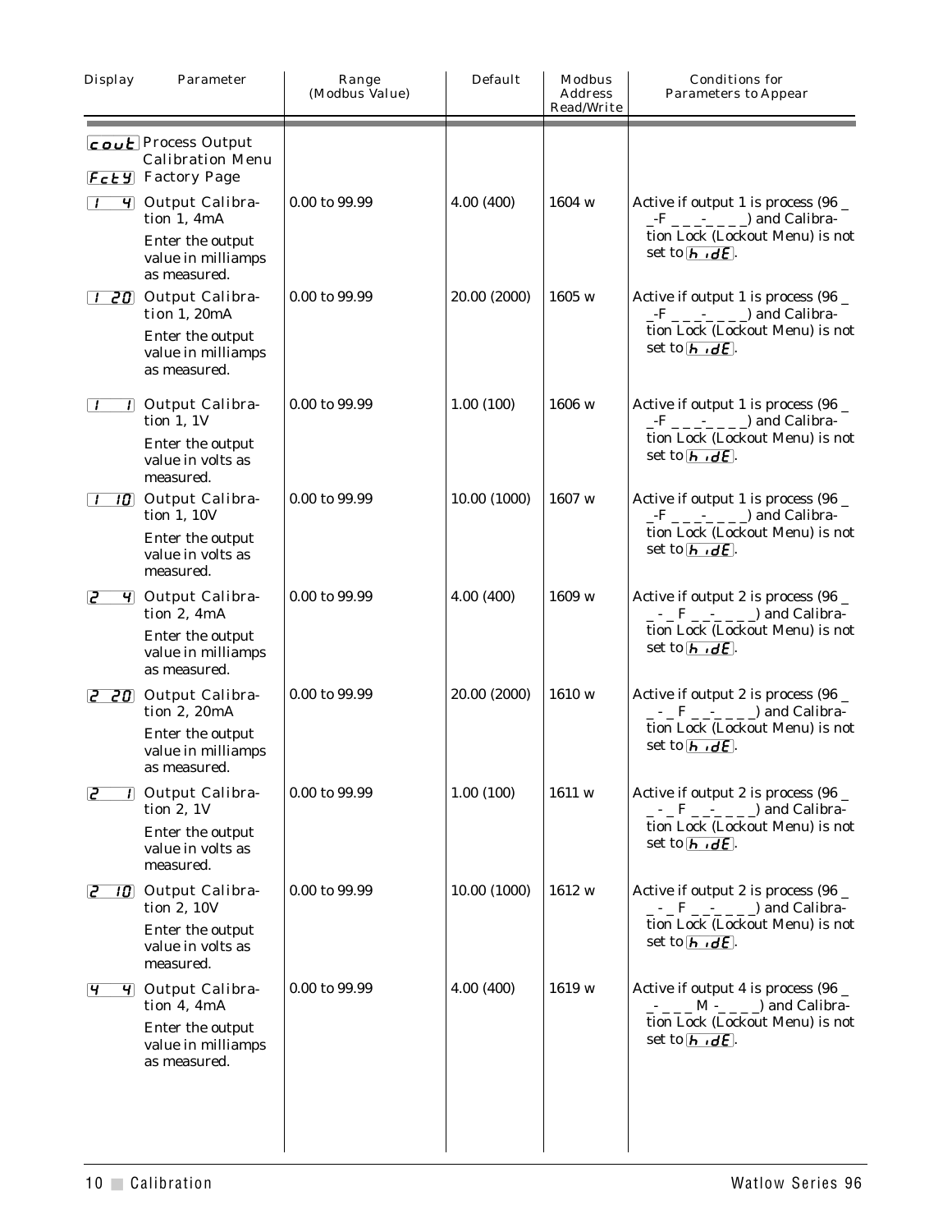| Display | Parameter | Range (Modbus Value) | Default | Modbus Address Read/Write | Conditions for Parameters to Appear |
|---|---|---|---|---|---|
| cout | Process Output Calibration Menu | | | | |
| FctY | Factory Page | | | | |
| 1 4 | Output Calibration 1, 4mA<br>Enter the output value in milliamps as measured. | 0.00 to 99.99 | 4.00 (400) | 1604 w | Active if output 1 is process (96 _ _-F _ _ _-_ _ _ _) and Calibration Lock (Lockout Menu) is not set to hidE. |
| 1 20 | Output Calibration 1, 20mA<br>Enter the output value in milliamps as measured. | 0.00 to 99.99 | 20.00 (2000) | 1605 w | Active if output 1 is process (96 _ _-F _ _ _-_ _ _ _) and Calibration Lock (Lockout Menu) is not set to hidE. |
| 1 1 | Output Calibration 1, 1V<br>Enter the output value in volts as measured. | 0.00 to 99.99 | 1.00 (100) | 1606 w | Active if output 1 is process (96 _ _-F _ _ _-_ _ _ _) and Calibration Lock (Lockout Menu) is not set to hidE. |
| 1 10 | Output Calibration 1, 10V<br>Enter the output value in volts as measured. | 0.00 to 99.99 | 10.00 (1000) | 1607 w | Active if output 1 is process (96 _ _-F _ _ _-_ _ _ _) and Calibration Lock (Lockout Menu) is not set to hidE. |
| 2 4 | Output Calibration 2, 4mA<br>Enter the output value in milliamps as measured. | 0.00 to 99.99 | 4.00 (400) | 1609 w | Active if output 2 is process (96 _ _ - _ F _ _-_ _ _ _) and Calibration Lock (Lockout Menu) is not set to hidE. |
| 2 20 | Output Calibration 2, 20mA<br>Enter the output value in milliamps as measured. | 0.00 to 99.99 | 20.00 (2000) | 1610 w | Active if output 2 is process (96 _ _ - _ F _ _-_ _ _ _) and Calibration Lock (Lockout Menu) is not set to hidE. |
| 2 1 | Output Calibration 2, 1V<br>Enter the output value in volts as measured. | 0.00 to 99.99 | 1.00 (100) | 1611 w | Active if output 2 is process (96 _ _ - _ F _ _-_ _ _ _) and Calibration Lock (Lockout Menu) is not set to hidE. |
| 2 10 | Output Calibration 2, 10V<br>Enter the output value in volts as measured. | 0.00 to 99.99 | 10.00 (1000) | 1612 w | Active if output 2 is process (96 _ _ - _ F _ _-_ _ _ _) and Calibration Lock (Lockout Menu) is not set to hidE. |
| 4 4 | Output Calibration 4, 4mA<br>Enter the output value in milliamps as measured. | 0.00 to 99.99 | 4.00 (400) | 1619 w | Active if output 4 is process (96 _ _- _ _ _ M -_ _ _ _) and Calibration Lock (Lockout Menu) is not set to hidE. |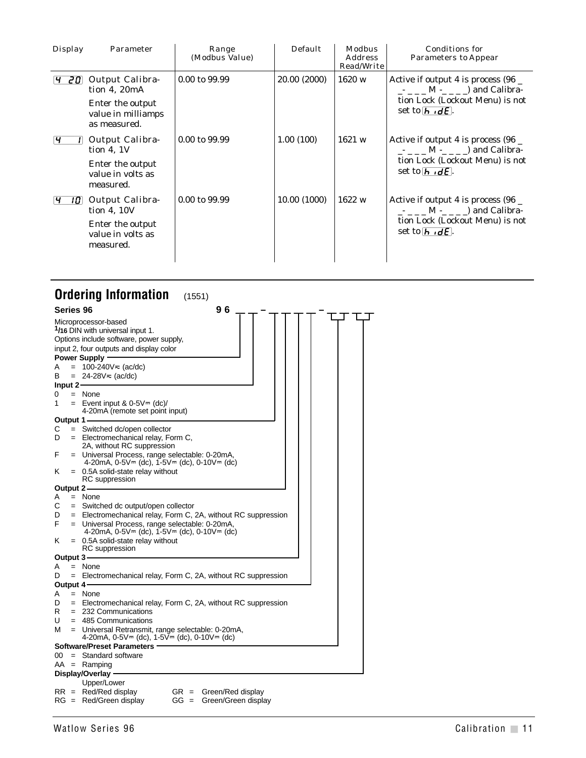| Display | Parameter | Range (Modbus Value) | Default | Modbus Address Read/Write | Conditions for Parameters to Appear |
|---|---|---|---|---|---|
| 4 20 | Output Calibration 4, 20mA<br>Enter the output value in milliamps as measured. | 0.00 to 99.99 | 20.00 (2000) | 1620 w | Active if output 4 is process (96 _ _- _ _ _ M -_ _ _ _) and Calibration Lock (Lockout Menu) is not set to hidE. |
| 4 1 | Output Calibration 4, 1V<br>Enter the output value in volts as measured. | 0.00 to 99.99 | 1.00 (100) | 1621 w | Active if output 4 is process (96 _ _- _ _ _ M -_ _ _ _) and Calibration Lock (Lockout Menu) is not set to hidE. |
| 4 10 | Output Calibration 4, 10V<br>Enter the output value in volts as measured. | 0.00 to 99.99 | 10.00 (1000) | 1622 w | Active if output 4 is process (96 _ _- _ _ _ M -_ _ _ _) and Calibration Lock (Lockout Menu) is not set to hidE. |

## Ordering Information (1551)

**Series 96** — 9 6 _ _ – _ _ _ _ – _ _ _ _

Microprocessor-based 1/16 DIN with universal input 1. Options include software, power supply, input 2, four outputs and display color

**Power Supply**
- A = 100-240V≂ (ac/dc)
- B = 24-28V≂ (ac/dc)

**Input 2**
- 0 = None
- 1 = Event input & 0-5V⎓ (dc)/ 4-20mA (remote set point input)

**Output 1**
- C = Switched dc/open collector
- D = Electromechanical relay, Form C, 2A, without RC suppression
- F = Universal Process, range selectable: 0-20mA, 4-20mA, 0-5V⎓ (dc), 1-5V⎓ (dc), 0-10V⎓ (dc)
- K = 0.5A solid-state relay without RC suppression

**Output 2**
- A = None
- C = Switched dc output/open collector
- D = Electromechanical relay, Form C, 2A, without RC suppression
- F = Universal Process, range selectable: 0-20mA, 4-20mA, 0-5V⎓ (dc), 1-5V⎓ (dc), 0-10V⎓ (dc)
- K = 0.5A solid-state relay without RC suppression

**Output 3**
- A = None
- D = Electromechanical relay, Form C, 2A, without RC suppression

**Output 4**
- A = None
- D = Electromechanical relay, Form C, 2A, without RC suppression
- R = 232 Communications
- U = 485 Communications
- M = Universal Retransmit, range selectable: 0-20mA, 4-20mA, 0-5V⎓ (dc), 1-5V⎓ (dc), 0-10V⎓ (dc)

**Software/Preset Parameters**
- 00 = Standard software
- AA = Ramping

**Display/Overlay**

Upper/Lower
- RR = Red/Red display
- RG = Red/Green display
- GR = Green/Red display
- GG = Green/Green display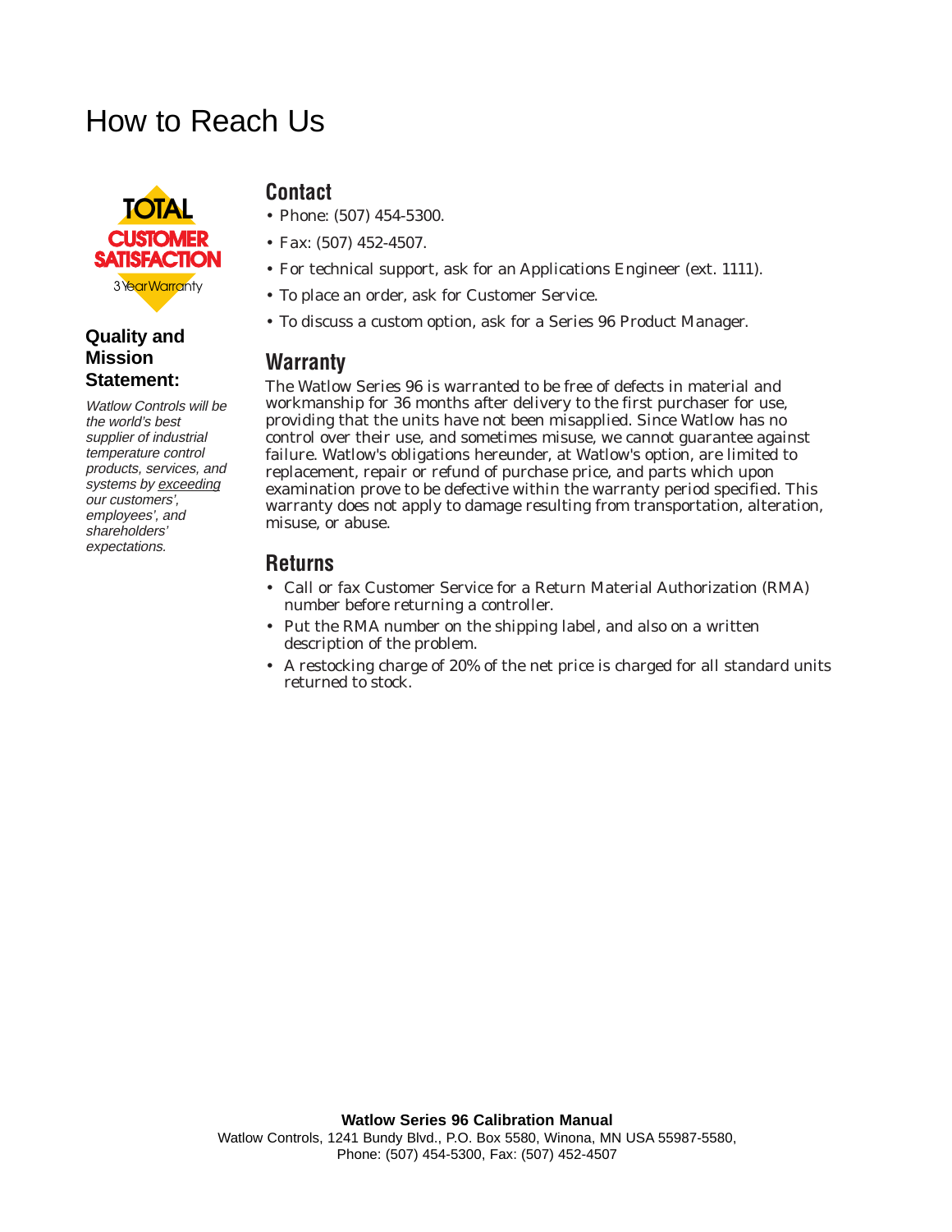# How to Reach Us

TOTAL CUSTOMER SATISFACTION

3 Year Warranty

**Quality and Mission Statement:**

*Watlow Controls will be the world's best supplier of industrial temperature control products, services, and systems by exceeding our customers', employees', and shareholders' expectations.*

## Contact

- Phone: (507) 454-5300.
- Fax: (507) 452-4507.
- For technical support, ask for an Applications Engineer (ext. 1111).
- To place an order, ask for Customer Service.
- To discuss a custom option, ask for a Series 96 Product Manager.

## Warranty

The Watlow Series 96 is warranted to be free of defects in material and workmanship for 36 months after delivery to the first purchaser for use, providing that the units have not been misapplied. Since Watlow has no control over their use, and sometimes misuse, we cannot guarantee against failure. Watlow's obligations hereunder, at Watlow's option, are limited to replacement, repair or refund of purchase price, and parts which upon examination prove to be defective within the warranty period specified. This warranty does not apply to damage resulting from transportation, alteration, misuse, or abuse.

## Returns

- Call or fax Customer Service for a Return Material Authorization (RMA) number before returning a controller.
- Put the RMA number on the shipping label, and also on a written description of the problem.
- A restocking charge of 20% of the net price is charged for all standard units returned to stock.

**Watlow Series 96 Calibration Manual**

Watlow Controls, 1241 Bundy Blvd., P.O. Box 5580, Winona, MN USA 55987-5580, Phone: (507) 454-5300, Fax: (507) 452-4507